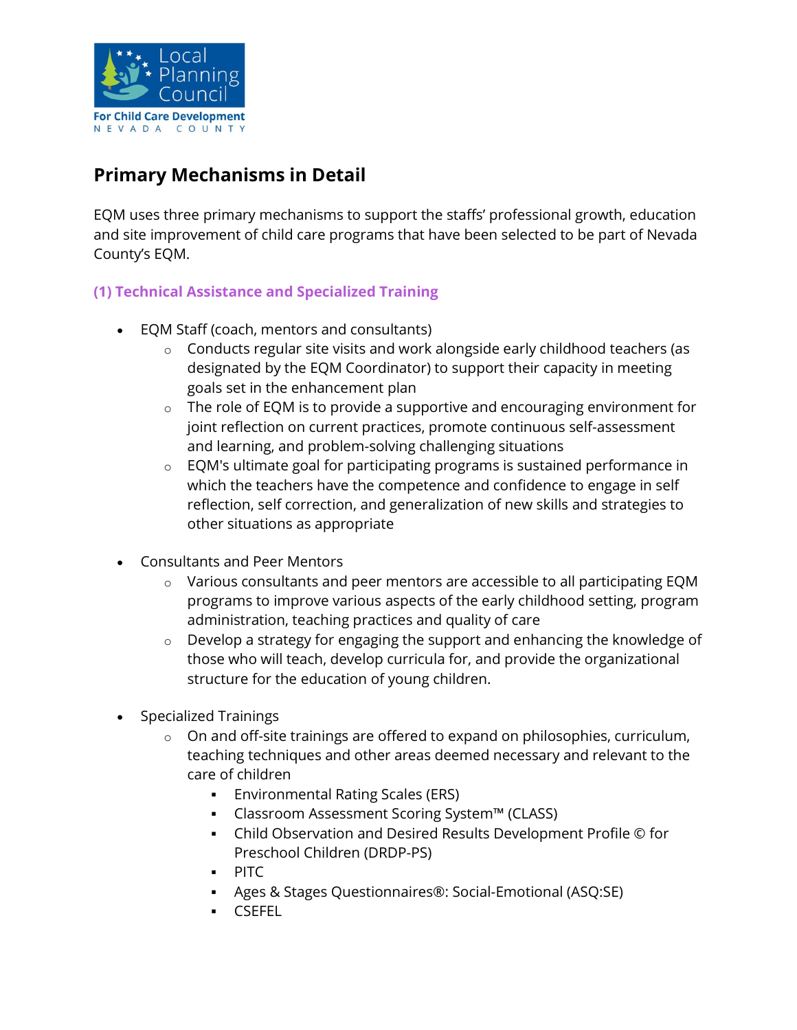Local Planning Council

For Child Care Development

NEVADA COUNTY

## Primary Mechanisms in Detail

EQM uses three primary mechanisms to support the staffs' professional growth, education and site improvement of child care programs that have been selected to be part of Nevada County's EQM.

### (1) Technical Assistance and Specialized Training

- EQM Staff (coach, mentors and consultants)
  - Conducts regular site visits and work alongside early childhood teachers (as designated by the EQM Coordinator) to support their capacity in meeting goals set in the enhancement plan
  - The role of EQM is to provide a supportive and encouraging environment for joint reflection on current practices, promote continuous self-assessment and learning, and problem-solving challenging situations
  - EQM's ultimate goal for participating programs is sustained performance in which the teachers have the competence and confidence to engage in self reflection, self correction, and generalization of new skills and strategies to other situations as appropriate

- Consultants and Peer Mentors
  - Various consultants and peer mentors are accessible to all participating EQM programs to improve various aspects of the early childhood setting, program administration, teaching practices and quality of care
  - Develop a strategy for engaging the support and enhancing the knowledge of those who will teach, develop curricula for, and provide the organizational structure for the education of young children.

- Specialized Trainings
  - On and off-site trainings are offered to expand on philosophies, curriculum, teaching techniques and other areas deemed necessary and relevant to the care of children
    - Environmental Rating Scales (ERS)
    - Classroom Assessment Scoring System™ (CLASS)
    - Child Observation and Desired Results Development Profile © for Preschool Children (DRDP-PS)
    - PITC
    - Ages & Stages Questionnaires®: Social-Emotional (ASQ:SE)
    - CSEFEL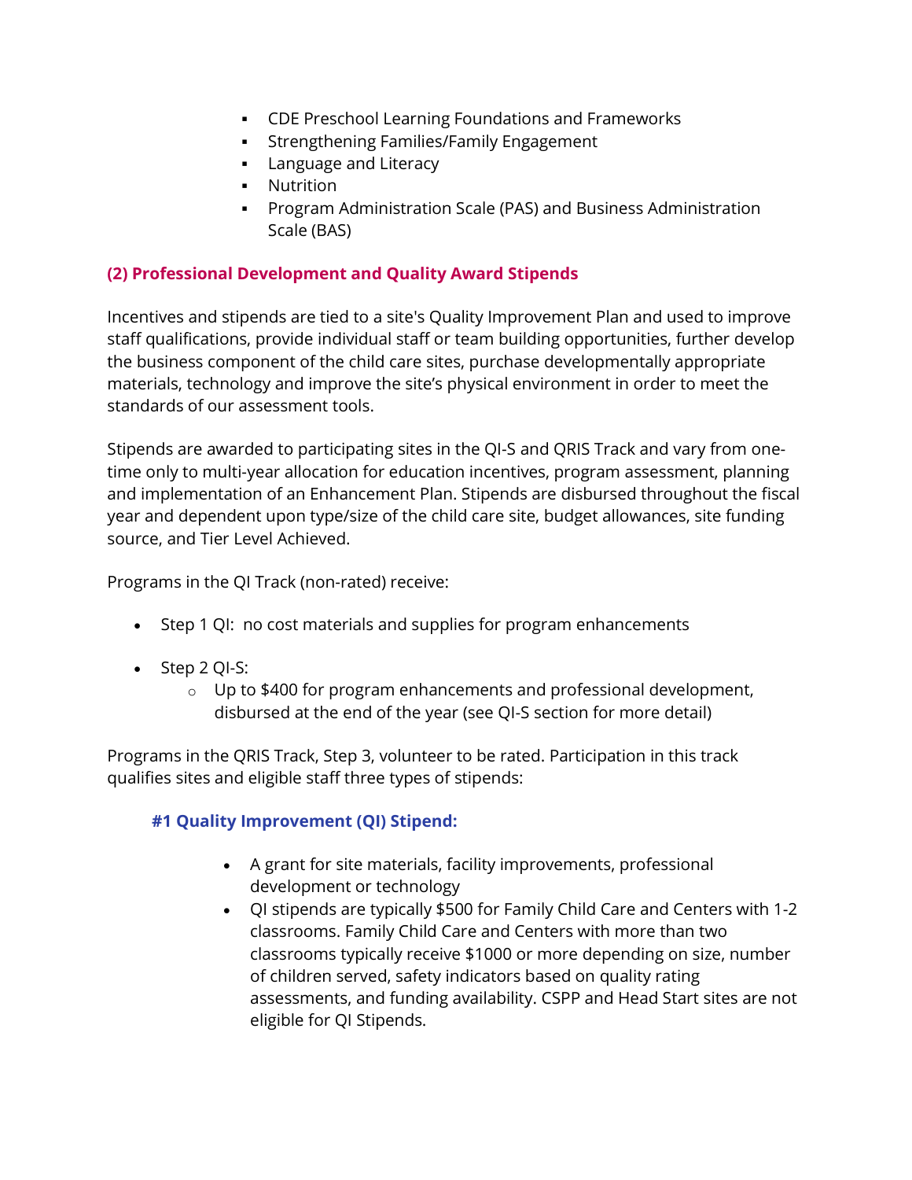- CDE Preschool Learning Foundations and Frameworks
- Strengthening Families/Family Engagement
- Language and Literacy
- Nutrition
- Program Administration Scale (PAS) and Business Administration Scale (BAS)

### (2) Professional Development and Quality Award Stipends

Incentives and stipends are tied to a site's Quality Improvement Plan and used to improve staff qualifications, provide individual staff or team building opportunities, further develop the business component of the child care sites, purchase developmentally appropriate materials, technology and improve the site's physical environment in order to meet the standards of our assessment tools.

Stipends are awarded to participating sites in the QI-S and QRIS Track and vary from one-time only to multi-year allocation for education incentives, program assessment, planning and implementation of an Enhancement Plan. Stipends are disbursed throughout the fiscal year and dependent upon type/size of the child care site, budget allowances, site funding source, and Tier Level Achieved.

Programs in the QI Track (non-rated) receive:

- Step 1 QI: no cost materials and supplies for program enhancements
- Step 2 QI-S:
  - Up to $400 for program enhancements and professional development, disbursed at the end of the year (see QI-S section for more detail)

Programs in the QRIS Track, Step 3, volunteer to be rated. Participation in this track qualifies sites and eligible staff three types of stipends:

#### #1 Quality Improvement (QI) Stipend:

- A grant for site materials, facility improvements, professional development or technology
- QI stipends are typically $500 for Family Child Care and Centers with 1-2 classrooms. Family Child Care and Centers with more than two classrooms typically receive $1000 or more depending on size, number of children served, safety indicators based on quality rating assessments, and funding availability. CSPP and Head Start sites are not eligible for QI Stipends.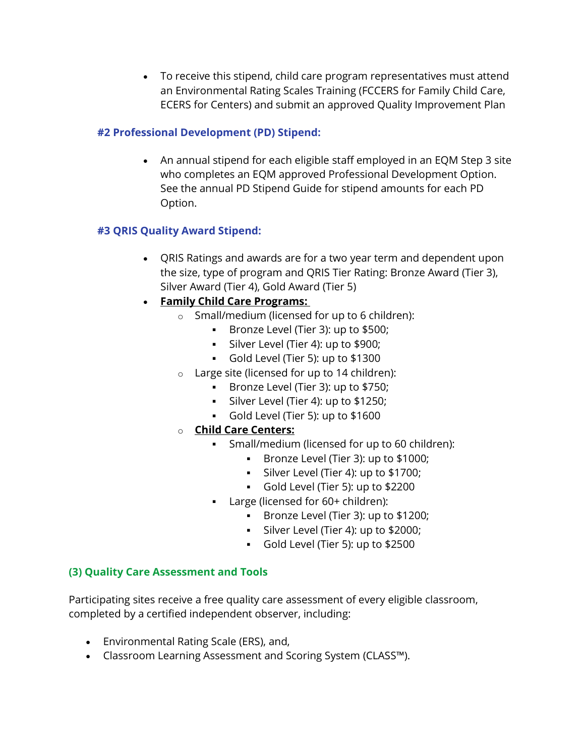- To receive this stipend, child care program representatives must attend an Environmental Rating Scales Training (FCCERS for Family Child Care, ECERS for Centers) and submit an approved Quality Improvement Plan

#### #2 Professional Development (PD) Stipend:

- An annual stipend for each eligible staff employed in an EQM Step 3 site who completes an EQM approved Professional Development Option. See the annual PD Stipend Guide for stipend amounts for each PD Option.

#### #3 QRIS Quality Award Stipend:

- QRIS Ratings and awards are for a two year term and dependent upon the size, type of program and QRIS Tier Rating: Bronze Award (Tier 3), Silver Award (Tier 4), Gold Award (Tier 5)
- **Family Child Care Programs:**
  - Small/medium (licensed for up to 6 children):
    - Bronze Level (Tier 3): up to $500;
    - Silver Level (Tier 4): up to $900;
    - Gold Level (Tier 5): up to $1300
  - Large site (licensed for up to 14 children):
    - Bronze Level (Tier 3): up to $750;
    - Silver Level (Tier 4): up to $1250;
    - Gold Level (Tier 5): up to $1600
  - **Child Care Centers:**
    - Small/medium (licensed for up to 60 children):
      - Bronze Level (Tier 3): up to $1000;
      - Silver Level (Tier 4): up to $1700;
      - Gold Level (Tier 5): up to $2200
    - Large (licensed for 60+ children):
      - Bronze Level (Tier 3): up to $1200;
      - Silver Level (Tier 4): up to $2000;
      - Gold Level (Tier 5): up to $2500

### (3) Quality Care Assessment and Tools

Participating sites receive a free quality care assessment of every eligible classroom, completed by a certified independent observer, including:

- Environmental Rating Scale (ERS), and,
- Classroom Learning Assessment and Scoring System (CLASS™).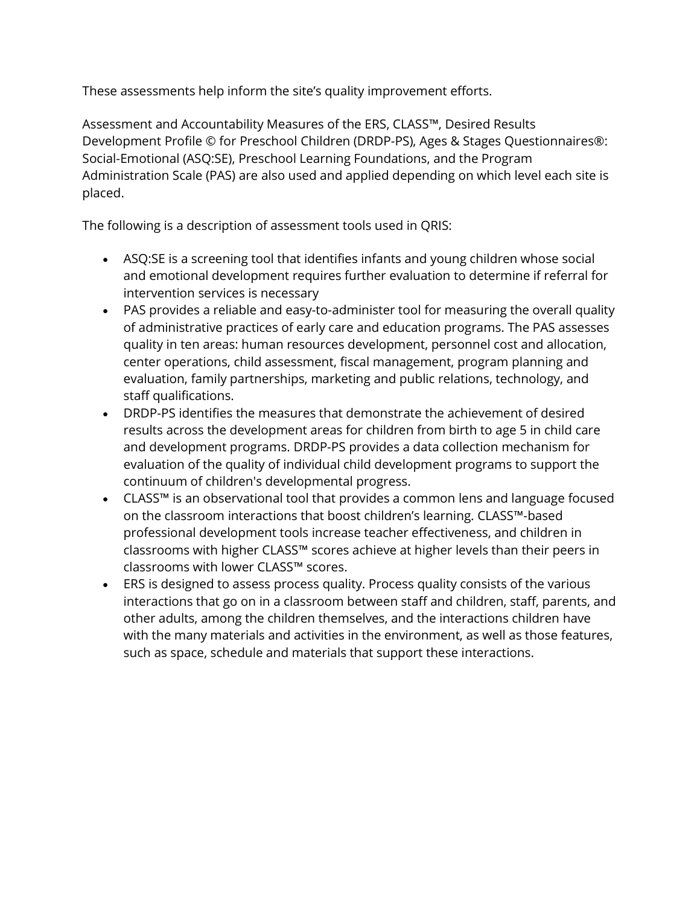These assessments help inform the site's quality improvement efforts.

Assessment and Accountability Measures of the ERS, CLASS™, Desired Results Development Profile © for Preschool Children (DRDP-PS), Ages & Stages Questionnaires®: Social-Emotional (ASQ:SE), Preschool Learning Foundations, and the Program Administration Scale (PAS) are also used and applied depending on which level each site is placed.

The following is a description of assessment tools used in QRIS:

- ASQ:SE is a screening tool that identifies infants and young children whose social and emotional development requires further evaluation to determine if referral for intervention services is necessary
- PAS provides a reliable and easy-to-administer tool for measuring the overall quality of administrative practices of early care and education programs. The PAS assesses quality in ten areas: human resources development, personnel cost and allocation, center operations, child assessment, fiscal management, program planning and evaluation, family partnerships, marketing and public relations, technology, and staff qualifications.
- DRDP-PS identifies the measures that demonstrate the achievement of desired results across the development areas for children from birth to age 5 in child care and development programs. DRDP-PS provides a data collection mechanism for evaluation of the quality of individual child development programs to support the continuum of children's developmental progress.
- CLASS™ is an observational tool that provides a common lens and language focused on the classroom interactions that boost children's learning. CLASS™-based professional development tools increase teacher effectiveness, and children in classrooms with higher CLASS™ scores achieve at higher levels than their peers in classrooms with lower CLASS™ scores.
- ERS is designed to assess process quality. Process quality consists of the various interactions that go on in a classroom between staff and children, staff, parents, and other adults, among the children themselves, and the interactions children have with the many materials and activities in the environment, as well as those features, such as space, schedule and materials that support these interactions.